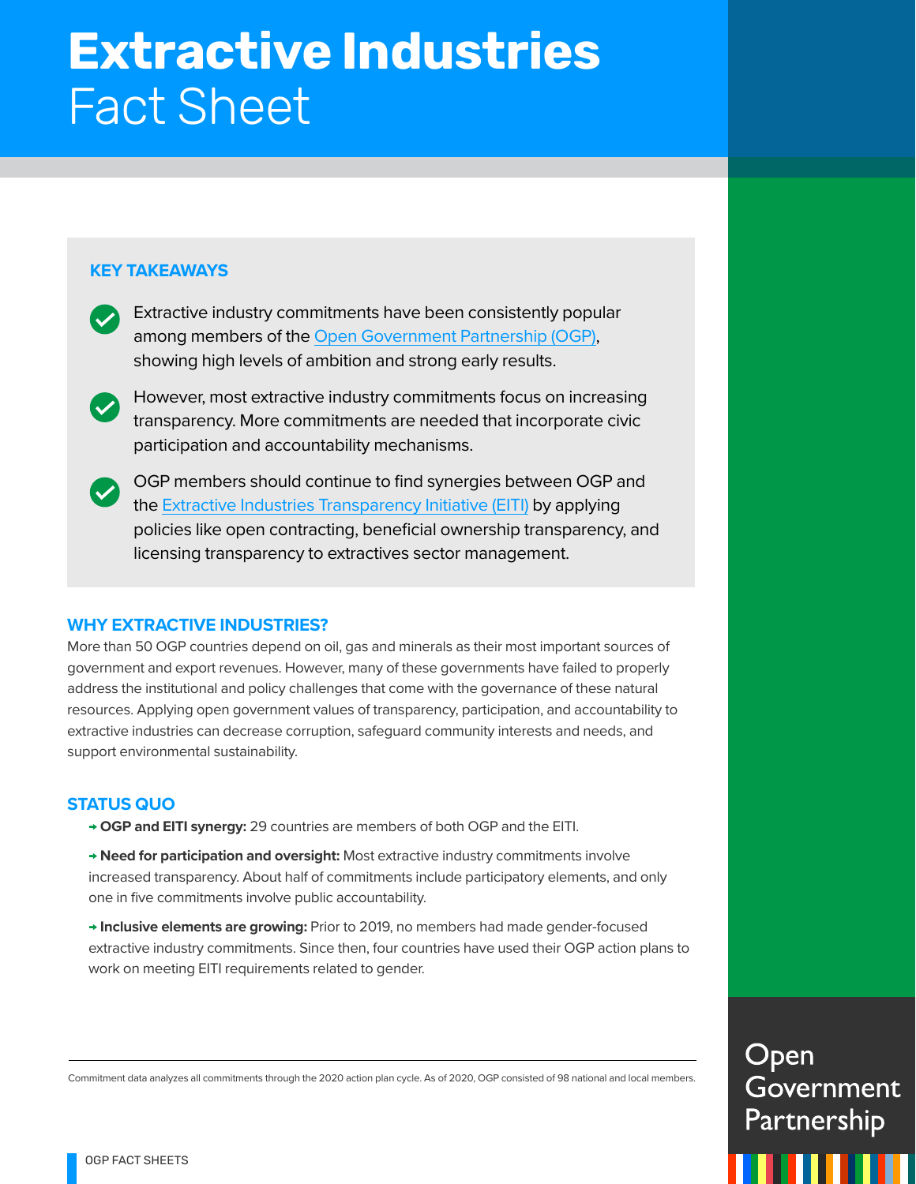# Extractive Industries Fact Sheet

## KEY TAKEAWAYS

- Extractive industry commitments have been consistently popular among members of the Open Government Partnership (OGP), showing high levels of ambition and strong early results.
- However, most extractive industry commitments focus on increasing transparency. More commitments are needed that incorporate civic participation and accountability mechanisms.
- OGP members should continue to find synergies between OGP and the Extractive Industries Transparency Initiative (EITI) by applying policies like open contracting, beneficial ownership transparency, and licensing transparency to extractives sector management.

## WHY EXTRACTIVE INDUSTRIES?

More than 50 OGP countries depend on oil, gas and minerals as their most important sources of government and export revenues. However, many of these governments have failed to properly address the institutional and policy challenges that come with the governance of these natural resources. Applying open government values of transparency, participation, and accountability to extractive industries can decrease corruption, safeguard community interests and needs, and support environmental sustainability.

## STATUS QUO

- **OGP and EITI synergy:** 29 countries are members of both OGP and the EITI.
- **Need for participation and oversight:** Most extractive industry commitments involve increased transparency. About half of commitments include participatory elements, and only one in five commitments involve public accountability.
- **Inclusive elements are growing:** Prior to 2019, no members had made gender-focused extractive industry commitments. Since then, four countries have used their OGP action plans to work on meeting EITI requirements related to gender.

---

Commitment data analyzes all commitments through the 2020 action plan cycle. As of 2020, OGP consisted of 98 national and local members.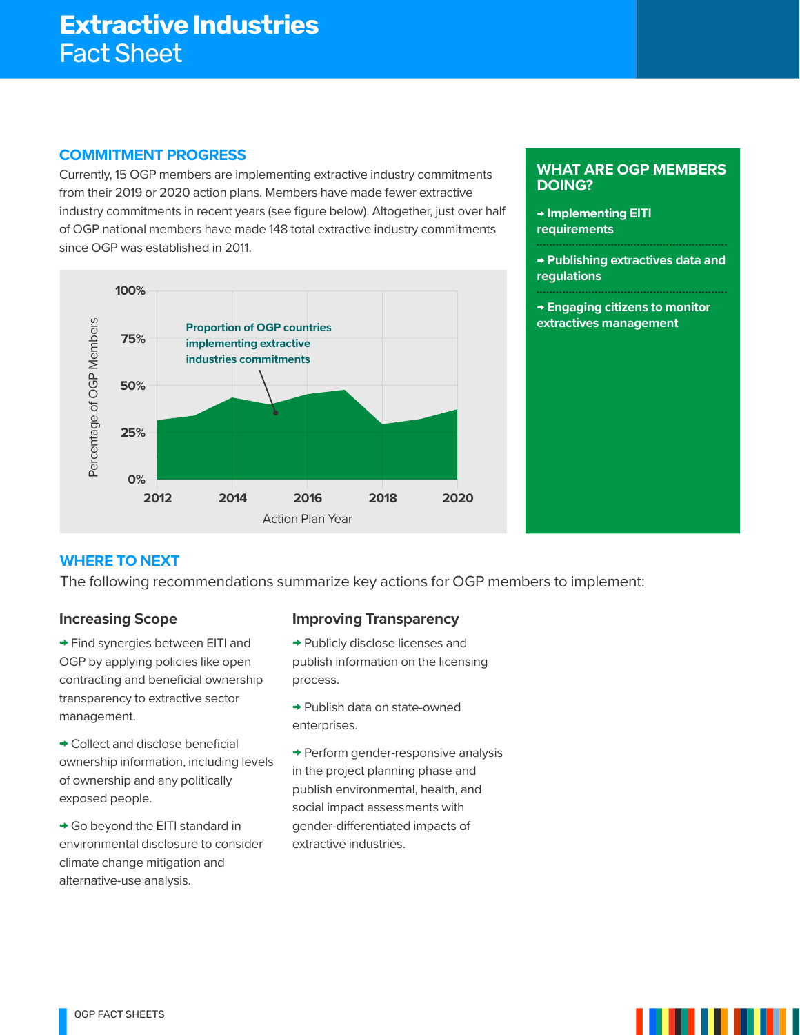# Extractive Industries
Fact Sheet

## COMMITMENT PROGRESS

Currently, 15 OGP members are implementing extractive industry commitments from their 2019 or 2020 action plans. Members have made fewer extractive industry commitments in recent years (see figure below). Altogether, just over half of OGP national members have made 148 total extractive industry commitments since OGP was established in 2011.

Proportion of OGP countries implementing extractive industries commitments

Percentage of OGP Members: 100%, 75%, 50%, 25%, 0%

Action Plan Year: 2012, 2014, 2016, 2018, 2020

## WHAT ARE OGP MEMBERS DOING?

- **Implementing EITI requirements**
- **Publishing extractives data and regulations**
- **Engaging citizens to monitor extractives management**

## WHERE TO NEXT

The following recommendations summarize key actions for OGP members to implement:

### Increasing Scope

- Find synergies between EITI and OGP by applying policies like open contracting and beneficial ownership transparency to extractive sector management.
- Collect and disclose beneficial ownership information, including levels of ownership and any politically exposed people.
- Go beyond the EITI standard in environmental disclosure to consider climate change mitigation and alternative-use analysis.

### Improving Transparency

- Publicly disclose licenses and publish information on the licensing process.
- Publish data on state-owned enterprises.
- Perform gender-responsive analysis in the project planning phase and publish environmental, health, and social impact assessments with gender-differentiated impacts of extractive industries.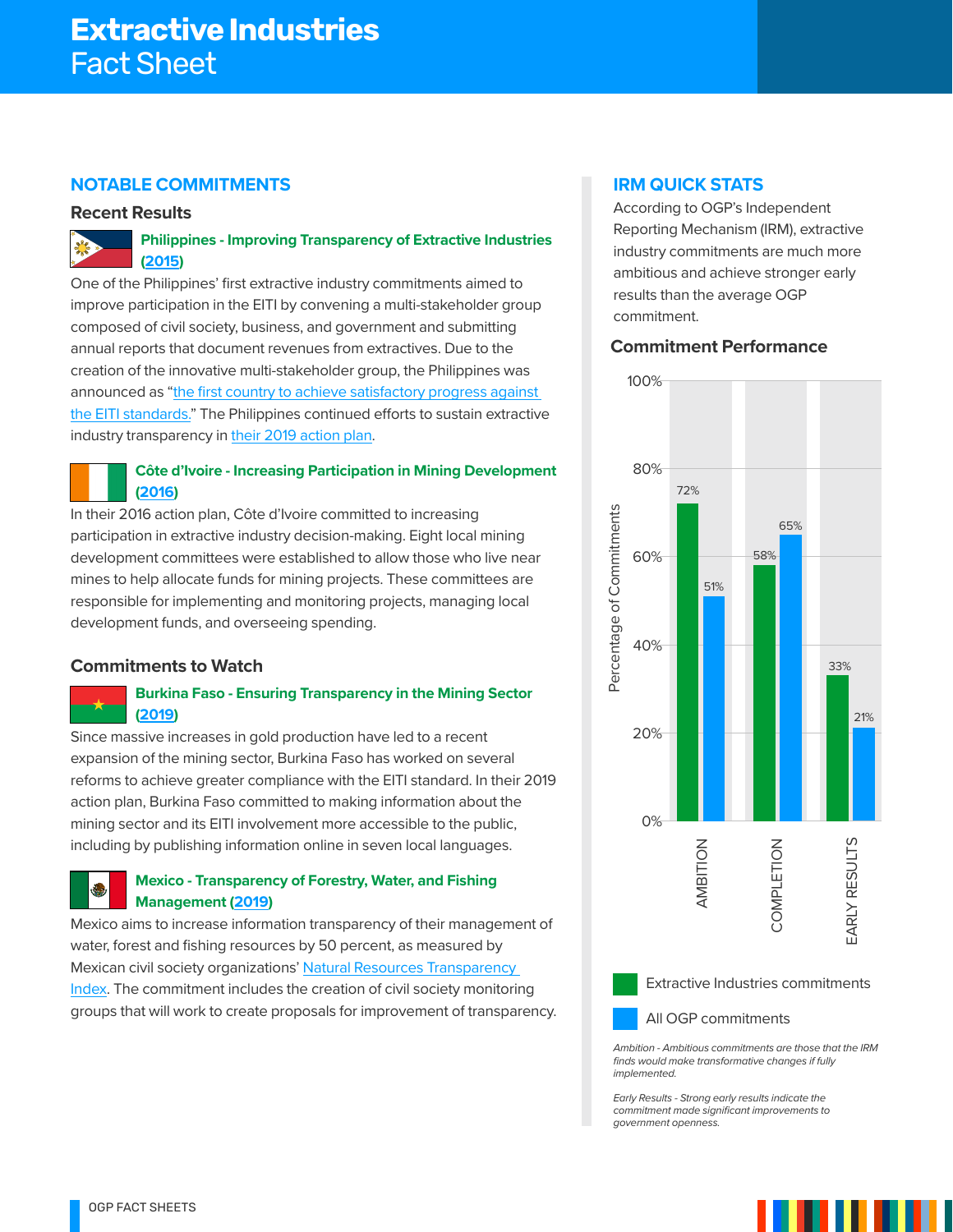# Extractive Industries
Fact Sheet

## NOTABLE COMMITMENTS

### Recent Results

**Philippines - Improving Transparency of Extractive Industries (2015)**

One of the Philippines' first extractive industry commitments aimed to improve participation in the EITI by convening a multi-stakeholder group composed of civil society, business, and government and submitting annual reports that document revenues from extractives. Due to the creation of the innovative multi-stakeholder group, the Philippines was announced as "the first country to achieve satisfactory progress against the EITI standards." The Philippines continued efforts to sustain extractive industry transparency in their 2019 action plan.

**Côte d'Ivoire - Increasing Participation in Mining Development (2016)**

In their 2016 action plan, Côte d'Ivoire committed to increasing participation in extractive industry decision-making. Eight local mining development committees were established to allow those who live near mines to help allocate funds for mining projects. These committees are responsible for implementing and monitoring projects, managing local development funds, and overseeing spending.

### Commitments to Watch

**Burkina Faso - Ensuring Transparency in the Mining Sector (2019)**

Since massive increases in gold production have led to a recent expansion of the mining sector, Burkina Faso has worked on several reforms to achieve greater compliance with the EITI standard. In their 2019 action plan, Burkina Faso committed to making information about the mining sector and its EITI involvement more accessible to the public, including by publishing information online in seven local languages.

**Mexico - Transparency of Forestry, Water, and Fishing Management (2019)**

Mexico aims to increase information transparency of their management of water, forest and fishing resources by 50 percent, as measured by Mexican civil society organizations' Natural Resources Transparency Index. The commitment includes the creation of civil society monitoring groups that will work to create proposals for improvement of transparency.

## IRM QUICK STATS

According to OGP's Independent Reporting Mechanism (IRM), extractive industry commitments are much more ambitious and achieve stronger early results than the average OGP commitment.

### Commitment Performance

Percentage of Commitments

100%
80%
60%
40%
20%
0%

AMBITION: 72%, 51%
COMPLETION: 58%, 65%
EARLY RESULTS: 33%, 21%

Extractive Industries commitments

All OGP commitments

*Ambition - Ambitious commitments are those that the IRM finds would make transformative changes if fully implemented.*

*Early Results - Strong early results indicate the commitment made significant improvements to government openness.*